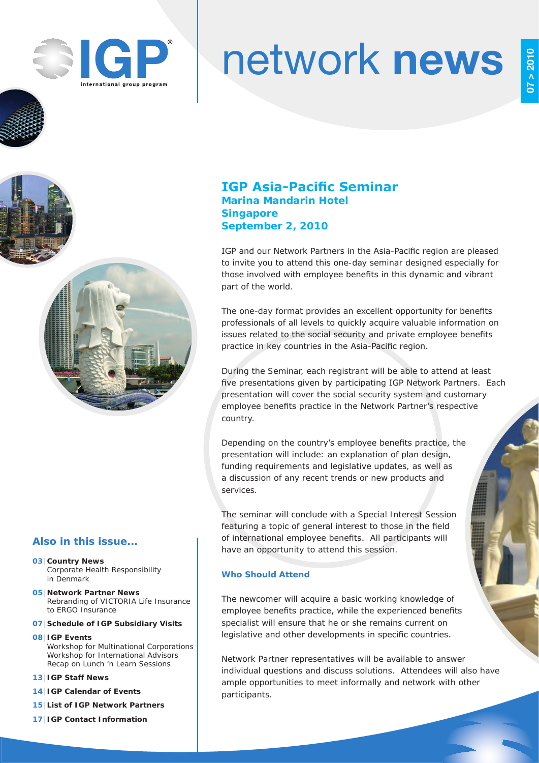# IGP network news

07 > 2010

## IGP Asia-Pacific Seminar
### Marina Mandarin Hotel
### Singapore
### September 2, 2010

IGP and our Network Partners in the Asia-Pacific region are pleased to invite you to attend this one-day seminar designed especially for those involved with employee benefits in this dynamic and vibrant part of the world.

The one-day format provides an excellent opportunity for benefits professionals of all levels to quickly acquire valuable information on issues related to the social security and private employee benefits practice in key countries in the Asia-Pacific region.

During the Seminar, each registrant will be able to attend at least five presentations given by participating IGP Network Partners. Each presentation will cover the social security system and customary employee benefits practice in the Network Partner's respective country.

Depending on the country's employee benefits practice, the presentation will include: an explanation of plan design, funding requirements and legislative updates, as well as a discussion of any recent trends or new products and services.

The seminar will conclude with a Special Interest Session featuring a topic of general interest to those in the field of international employee benefits. All participants will have an opportunity to attend this session.

#### Who Should Attend

The newcomer will acquire a basic working knowledge of employee benefits practice, while the experienced benefits specialist will ensure that he or she remains current on legislative and other developments in specific countries.

Network Partner representatives will be available to answer individual questions and discuss solutions. Attendees will also have ample opportunities to meet informally and network with other participants.

### Also in this issue...

- **03 | Country News**
  Corporate Health Responsibility in Denmark
- **05 | Network Partner News**
  Rebranding of VICTORIA Life Insurance to ERGO Insurance
- **07 | Schedule of IGP Subsidiary Visits**
- **08 | IGP Events**
  Workshop for Multinational Corporations
  Workshop for International Advisors
  Recap on Lunch 'n Learn Sessions
- **13 | IGP Staff News**
- **14 | IGP Calendar of Events**
- **15 | List of IGP Network Partners**
- **17 | IGP Contact Information**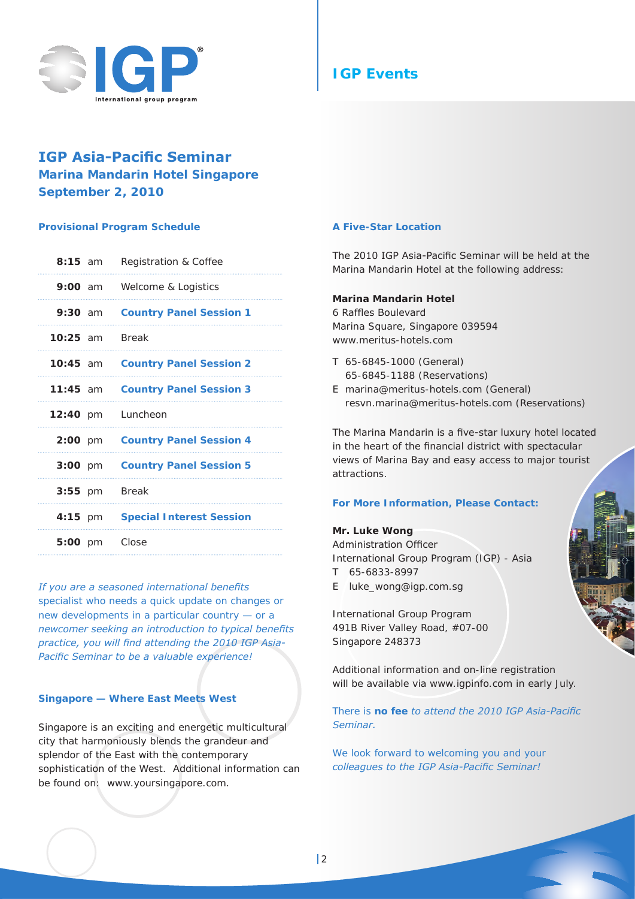IGP international group program

## IGP Events

# IGP Asia-Pacific Seminar
## Marina Mandarin Hotel Singapore
## September 2, 2010

### Provisional Program Schedule

| Time | Session |
|---|---|
| **8:15** am | Registration & Coffee |
| **9:00** am | Welcome & Logistics |
| **9:30** am | **Country Panel Session 1** |
| **10:25** am | Break |
| **10:45** am | **Country Panel Session 2** |
| **11:45** am | **Country Panel Session 3** |
| **12:40** pm | Luncheon |
| **2:00** pm | **Country Panel Session 4** |
| **3:00** pm | **Country Panel Session 5** |
| **3:55** pm | Break |
| **4:15** pm | **Special Interest Session** |
| **5:00** pm | Close |

*If you are a seasoned international benefits specialist who needs a quick update on changes or new developments in a particular country — or a newcomer seeking an introduction to typical benefits practice, you will find attending the 2010 IGP Asia-Pacific Seminar to be a valuable experience!*

### Singapore — Where East Meets West

Singapore is an exciting and energetic multicultural city that harmoniously blends the grandeur and splendor of the East with the contemporary sophistication of the West. Additional information can be found on: www.yoursingapore.com.

### A Five-Star Location

The 2010 IGP Asia-Pacific Seminar will be held at the Marina Mandarin Hotel at the following address:

**Marina Mandarin Hotel**
6 Raffles Boulevard
Marina Square, Singapore 039594
www.meritus-hotels.com

T 65-6845-1000 (General)
65-6845-1188 (Reservations)
E marina@meritus-hotels.com (General)
resvn.marina@meritus-hotels.com (Reservations)

The Marina Mandarin is a five-star luxury hotel located in the heart of the financial district with spectacular views of Marina Bay and easy access to major tourist attractions.

### For More Information, Please Contact:

**Mr. Luke Wong**
Administration Officer
International Group Program (IGP) - Asia
T 65-6833-8997
E luke_wong@igp.com.sg

International Group Program
491B River Valley Road, #07-00
Singapore 248373

Additional information and on-line registration will be available via www.igpinfo.com in early July.

There is **no fee** *to attend the 2010 IGP Asia-Pacific Seminar.*

*We look forward to welcoming you and your colleagues to the IGP Asia-Pacific Seminar!*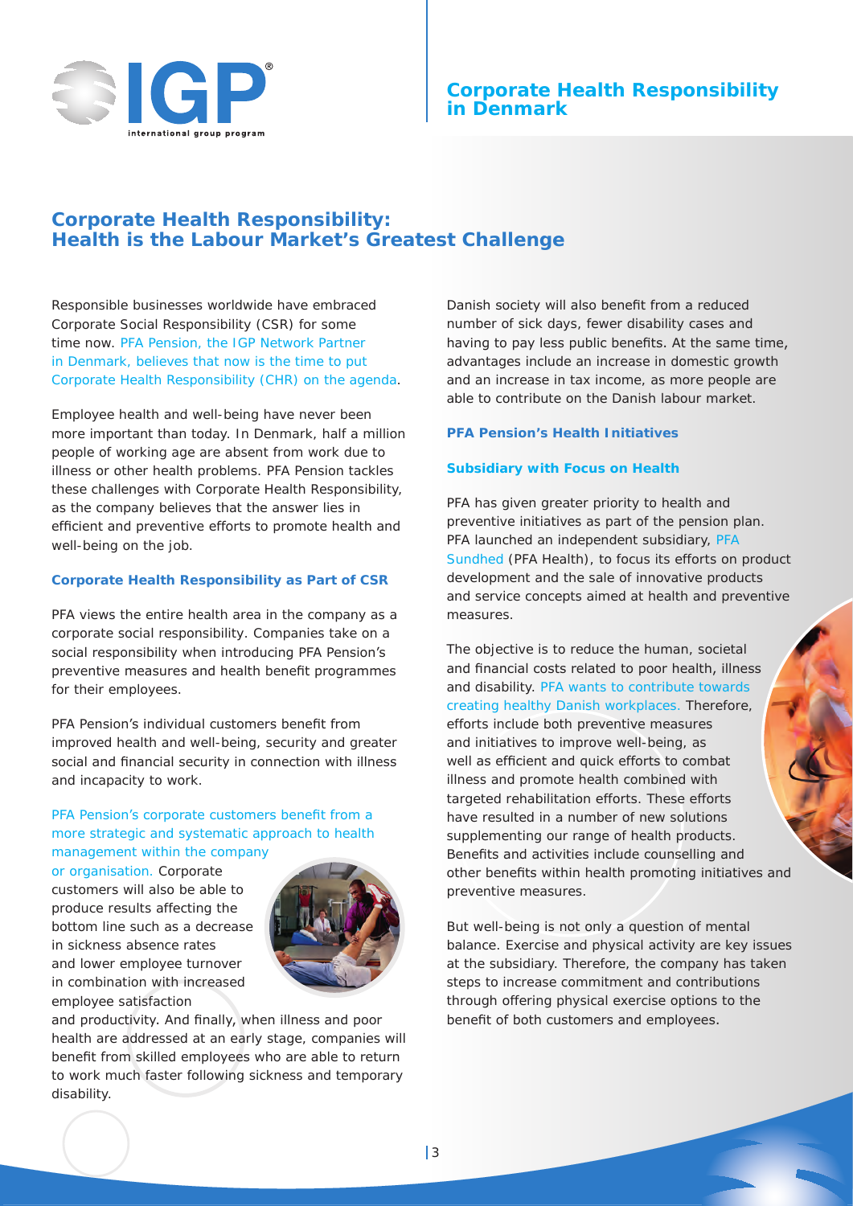# Corporate Health Responsibility: Health is the Labour Market's Greatest Challenge

Responsible businesses worldwide have embraced Corporate Social Responsibility (CSR) for some time now. PFA Pension, the IGP Network Partner in Denmark, believes that now is the time to put Corporate Health Responsibility (CHR) on the agenda.

Employee health and well-being have never been more important than today. In Denmark, half a million people of working age are absent from work due to illness or other health problems. PFA Pension tackles these challenges with Corporate Health Responsibility, as the company believes that the answer lies in efficient and preventive efforts to promote health and well-being on the job.

### Corporate Health Responsibility as Part of CSR

PFA views the entire health area in the company as a corporate social responsibility. Companies take on a social responsibility when introducing PFA Pension's preventive measures and health benefit programmes for their employees.

PFA Pension's individual customers benefit from improved health and well-being, security and greater social and financial security in connection with illness and incapacity to work.

PFA Pension's corporate customers benefit from a more strategic and systematic approach to health management within the company or organisation. Corporate customers will also be able to produce results affecting the bottom line such as a decrease in sickness absence rates and lower employee turnover in combination with increased employee satisfaction and productivity. And finally, when illness and poor health are addressed at an early stage, companies will benefit from skilled employees who are able to return to work much faster following sickness and temporary disability.

Danish society will also benefit from a reduced number of sick days, fewer disability cases and having to pay less public benefits. At the same time, advantages include an increase in domestic growth and an increase in tax income, as more people are able to contribute on the Danish labour market.

### PFA Pension's Health Initiatives

### Subsidiary with Focus on Health

PFA has given greater priority to health and preventive initiatives as part of the pension plan. PFA launched an independent subsidiary, PFA Sundhed (PFA Health), to focus its efforts on product development and the sale of innovative products and service concepts aimed at health and preventive measures.

The objective is to reduce the human, societal and financial costs related to poor health, illness and disability. PFA wants to contribute towards creating healthy Danish workplaces. Therefore, efforts include both preventive measures and initiatives to improve well-being, as well as efficient and quick efforts to combat illness and promote health combined with targeted rehabilitation efforts. These efforts have resulted in a number of new solutions supplementing our range of health products. Benefits and activities include counselling and other benefits within health promoting initiatives and preventive measures.

But well-being is not only a question of mental balance. Exercise and physical activity are key issues at the subsidiary. Therefore, the company has taken steps to increase commitment and contributions through offering physical exercise options to the benefit of both customers and employees.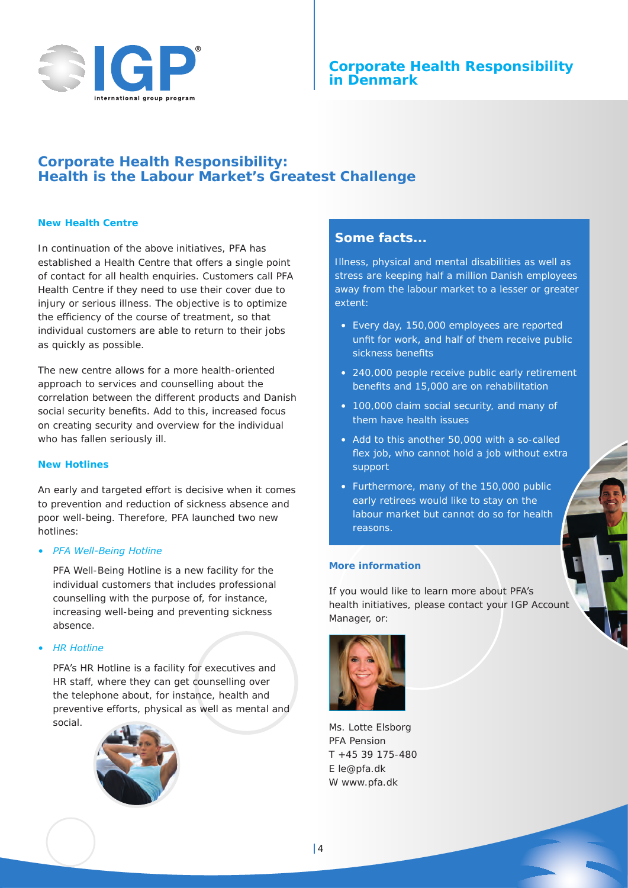# Corporate Health Responsibility: Health is the Labour Market's Greatest Challenge

### New Health Centre

In continuation of the above initiatives, PFA has established a Health Centre that offers a single point of contact for all health enquiries. Customers call PFA Health Centre if they need to use their cover due to injury or serious illness. The objective is to optimize the efficiency of the course of treatment, so that individual customers are able to return to their jobs as quickly as possible.

The new centre allows for a more health-oriented approach to services and counselling about the correlation between the different products and Danish social security benefits. Add to this, increased focus on creating security and overview for the individual who has fallen seriously ill.

### New Hotlines

An early and targeted effort is decisive when it comes to prevention and reduction of sickness absence and poor well-being. Therefore, PFA launched two new hotlines:

- *PFA Well-Being Hotline*

  PFA Well-Being Hotline is a new facility for the individual customers that includes professional counselling with the purpose of, for instance, increasing well-being and preventing sickness absence.

- *HR Hotline*

  PFA's HR Hotline is a facility for executives and HR staff, where they can get counselling over the telephone about, for instance, health and preventive efforts, physical as well as mental and social.

## Some facts...

Illness, physical and mental disabilities as well as stress are keeping half a million Danish employees away from the labour market to a lesser or greater extent:

- Every day, 150,000 employees are reported unfit for work, and half of them receive public sickness benefits
- 240,000 people receive public early retirement benefits and 15,000 are on rehabilitation
- 100,000 claim social security, and many of them have health issues
- Add to this another 50,000 with a so-called flex job, who cannot hold a job without extra support
- Furthermore, many of the 150,000 public early retirees would like to stay on the labour market but cannot do so for health reasons.

### More information

If you would like to learn more about PFA's health initiatives, please contact your IGP Account Manager, or:

Ms. Lotte Elsborg
PFA Pension
T +45 39 175-480
E le@pfa.dk
W www.pfa.dk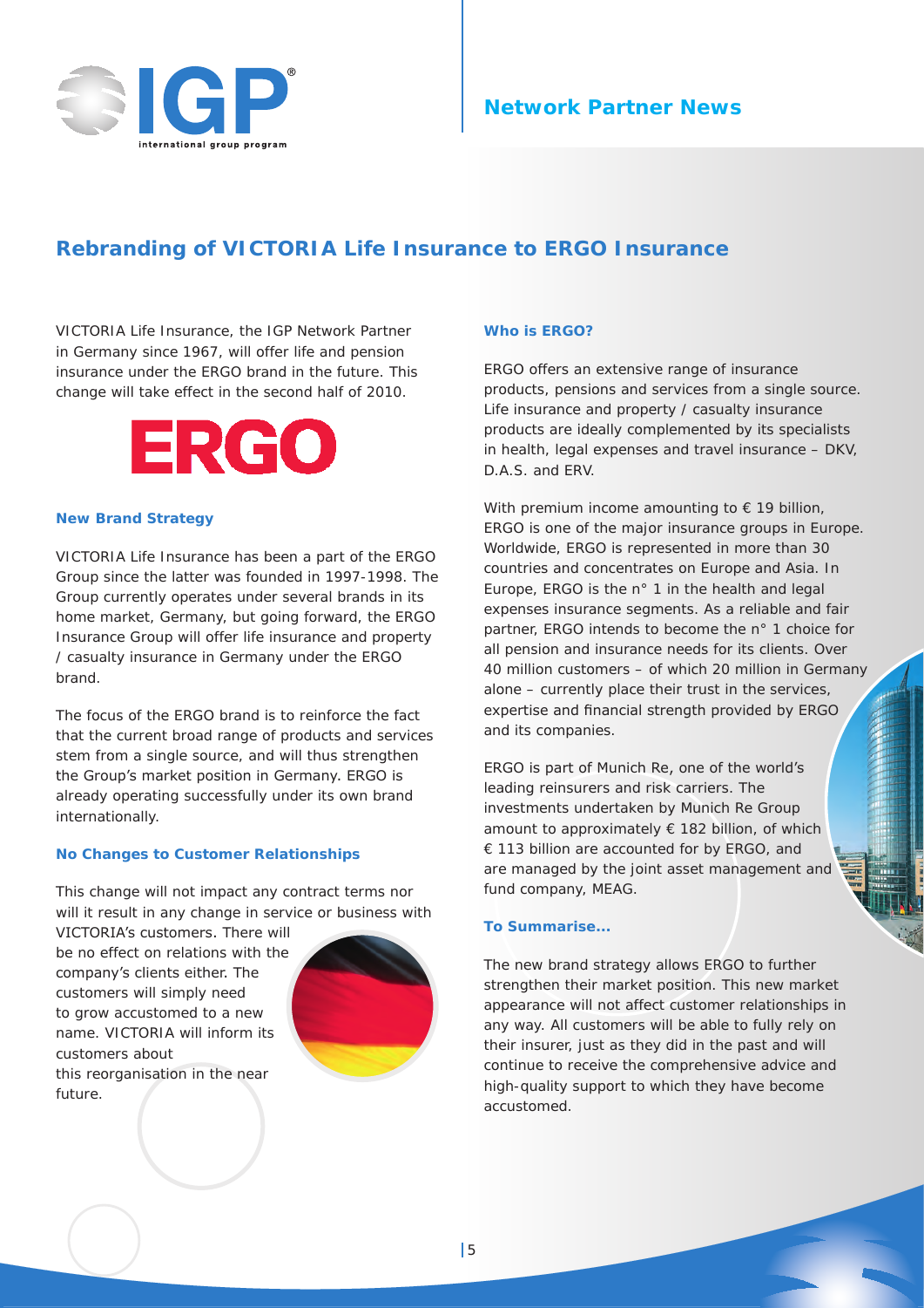## Rebranding of VICTORIA Life Insurance to ERGO Insurance

VICTORIA Life Insurance, the IGP Network Partner in Germany since 1967, will offer life and pension insurance under the ERGO brand in the future. This change will take effect in the second half of 2010.

### New Brand Strategy

VICTORIA Life Insurance has been a part of the ERGO Group since the latter was founded in 1997-1998. The Group currently operates under several brands in its home market, Germany, but going forward, the ERGO Insurance Group will offer life insurance and property / casualty insurance in Germany under the ERGO brand.

The focus of the ERGO brand is to reinforce the fact that the current broad range of products and services stem from a single source, and will thus strengthen the Group's market position in Germany. ERGO is already operating successfully under its own brand internationally.

### No Changes to Customer Relationships

This change will not impact any contract terms nor will it result in any change in service or business with VICTORIA's customers. There will be no effect on relations with the company's clients either. The customers will simply need to grow accustomed to a new name. VICTORIA will inform its customers about this reorganisation in the near future.

### Who is ERGO?

ERGO offers an extensive range of insurance products, pensions and services from a single source. Life insurance and property / casualty insurance products are ideally complemented by its specialists in health, legal expenses and travel insurance – DKV, D.A.S. and ERV.

With premium income amounting to € 19 billion, ERGO is one of the major insurance groups in Europe. Worldwide, ERGO is represented in more than 30 countries and concentrates on Europe and Asia. In Europe, ERGO is the n° 1 in the health and legal expenses insurance segments. As a reliable and fair partner, ERGO intends to become the n° 1 choice for all pension and insurance needs for its clients. Over 40 million customers – of which 20 million in Germany alone – currently place their trust in the services, expertise and financial strength provided by ERGO and its companies.

ERGO is part of Munich Re, one of the world's leading reinsurers and risk carriers. The investments undertaken by Munich Re Group amount to approximately € 182 billion, of which € 113 billion are accounted for by ERGO, and are managed by the joint asset management and fund company, MEAG.

### To Summarise...

The new brand strategy allows ERGO to further strengthen their market position. This new market appearance will not affect customer relationships in any way. All customers will be able to fully rely on their insurer, just as they did in the past and will continue to receive the comprehensive advice and high-quality support to which they have become accustomed.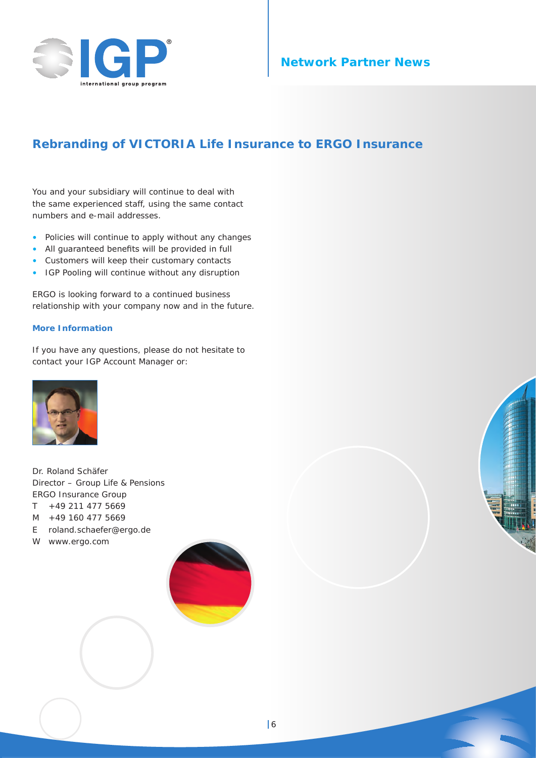# Rebranding of VICTORIA Life Insurance to ERGO Insurance

You and your subsidiary will continue to deal with the same experienced staff, using the same contact numbers and e-mail addresses.

- Policies will continue to apply without any changes
- All guaranteed benefits will be provided in full
- Customers will keep their customary contacts
- IGP Pooling will continue without any disruption

ERGO is looking forward to a continued business relationship with your company now and in the future.

### More Information

If you have any questions, please do not hesitate to contact your IGP Account Manager or:

Dr. Roland Schäfer
Director – Group Life & Pensions
ERGO Insurance Group
T +49 211 477 5669
M +49 160 477 5669
E roland.schaefer@ergo.de
W www.ergo.com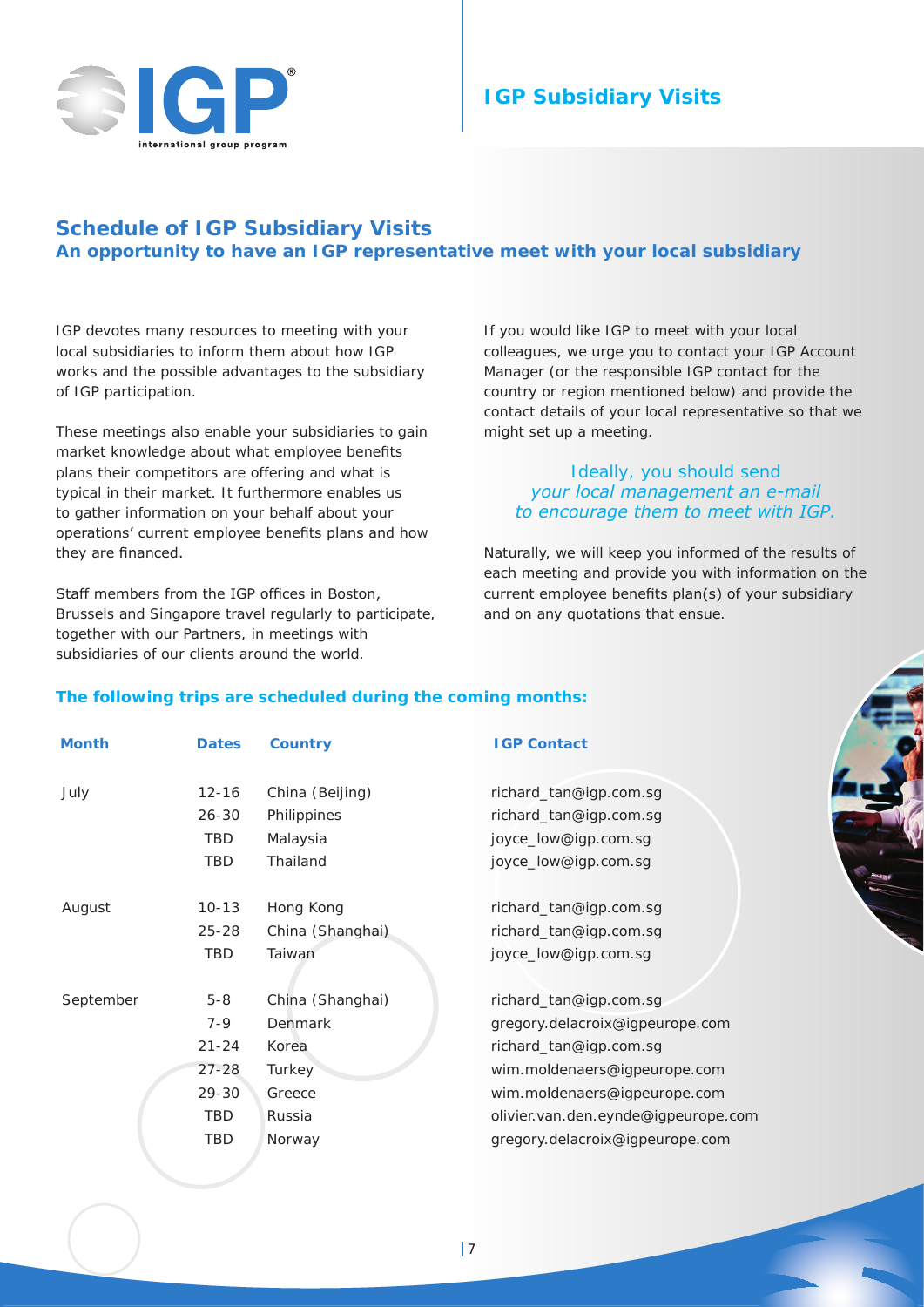# IGP Subsidiary Visits

## Schedule of IGP Subsidiary Visits

### An opportunity to have an IGP representative meet with your local subsidiary

IGP devotes many resources to meeting with your local subsidiaries to inform them about how IGP works and the possible advantages to the subsidiary of IGP participation.

These meetings also enable your subsidiaries to gain market knowledge about what employee benefits plans their competitors are offering and what is typical in their market. It furthermore enables us to gather information on your behalf about your operations' current employee benefits plans and how they are financed.

Staff members from the IGP offices in Boston, Brussels and Singapore travel regularly to participate, together with our Partners, in meetings with subsidiaries of our clients around the world.

If you would like IGP to meet with your local colleagues, we urge you to contact your IGP Account Manager (or the responsible IGP contact for the country or region mentioned below) and provide the contact details of your local representative so that we might set up a meeting.

*Ideally, you should send your local management an e-mail to encourage them to meet with IGP.*

Naturally, we will keep you informed of the results of each meeting and provide you with information on the current employee benefits plan(s) of your subsidiary and on any quotations that ensue.

**The following trips are scheduled during the coming months:**

| Month | Dates | Country | IGP Contact |
|---|---|---|---|
| July | 12-16 | China (Beijing) | richard_tan@igp.com.sg |
| | 26-30 | Philippines | richard_tan@igp.com.sg |
| | TBD | Malaysia | joyce_low@igp.com.sg |
| | TBD | Thailand | joyce_low@igp.com.sg |
| August | 10-13 | Hong Kong | richard_tan@igp.com.sg |
| | 25-28 | China (Shanghai) | richard_tan@igp.com.sg |
| | TBD | Taiwan | joyce_low@igp.com.sg |
| September | 5-8 | China (Shanghai) | richard_tan@igp.com.sg |
| | 7-9 | Denmark | gregory.delacroix@igpeurope.com |
| | 21-24 | Korea | richard_tan@igp.com.sg |
| | 27-28 | Turkey | wim.moldenaers@igpeurope.com |
| | 29-30 | Greece | wim.moldenaers@igpeurope.com |
| | TBD | Russia | olivier.van.den.eynde@igpeurope.com |
| | TBD | Norway | gregory.delacroix@igpeurope.com |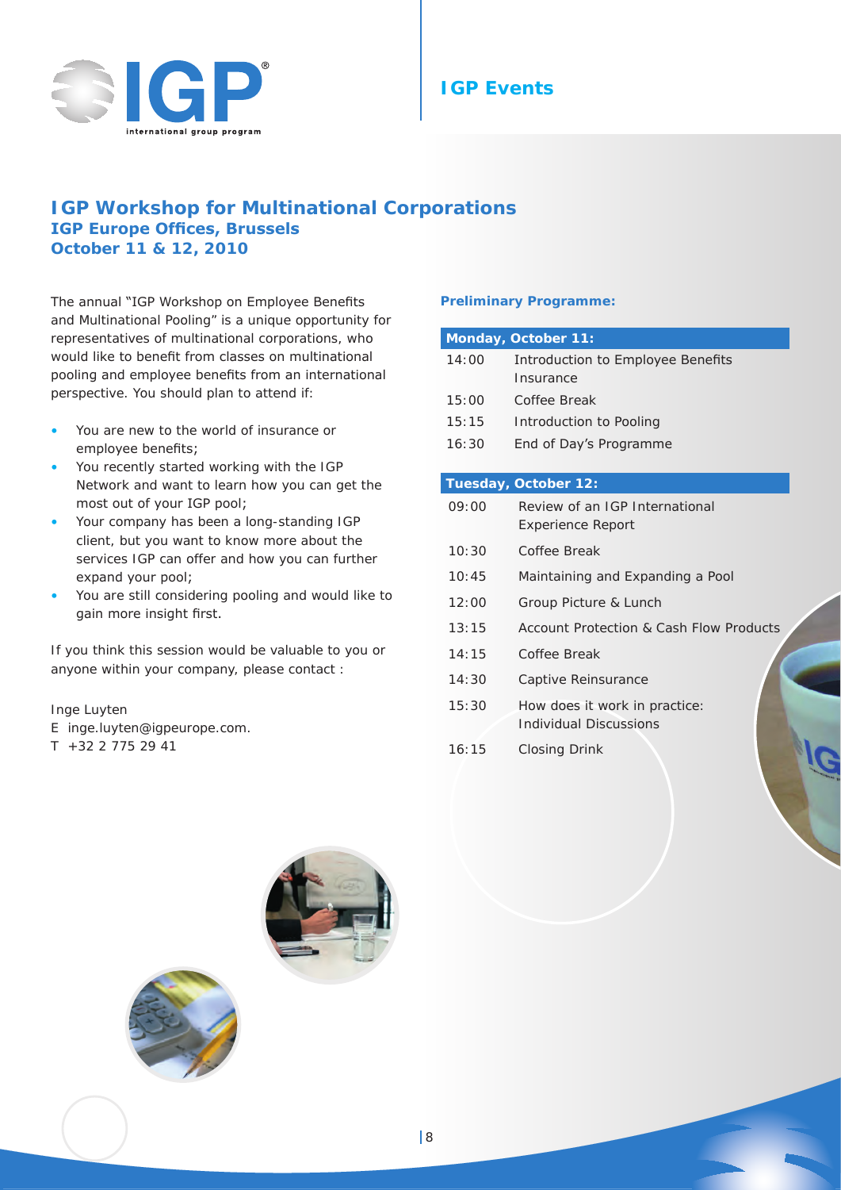IGP Events

# IGP Workshop for Multinational Corporations

## IGP Europe Offices, Brussels

## October 11 & 12, 2010

The annual "IGP Workshop on Employee Benefits and Multinational Pooling" is a unique opportunity for representatives of multinational corporations, who would like to benefit from classes on multinational pooling and employee benefits from an international perspective. You should plan to attend if:

- You are new to the world of insurance or employee benefits;
- You recently started working with the IGP Network and want to learn how you can get the most out of your IGP pool;
- Your company has been a long-standing IGP client, but you want to know more about the services IGP can offer and how you can further expand your pool;
- You are still considering pooling and would like to gain more insight first.

If you think this session would be valuable to you or anyone within your company, please contact :

Inge Luyten
E inge.luyten@igpeurope.com.
T +32 2 775 29 41

**Preliminary Programme:**

| Monday, October 11: | |
|---|---|
| 14:00 | Introduction to Employee Benefits Insurance |
| 15:00 | Coffee Break |
| 15:15 | Introduction to Pooling |
| 16:30 | End of Day's Programme |

| Tuesday, October 12: | |
|---|---|
| 09:00 | Review of an IGP International Experience Report |
| 10:30 | Coffee Break |
| 10:45 | Maintaining and Expanding a Pool |
| 12:00 | Group Picture & Lunch |
| 13:15 | Account Protection & Cash Flow Products |
| 14:15 | Coffee Break |
| 14:30 | Captive Reinsurance |
| 15:30 | How does it work in practice: Individual Discussions |
| 16:15 | Closing Drink |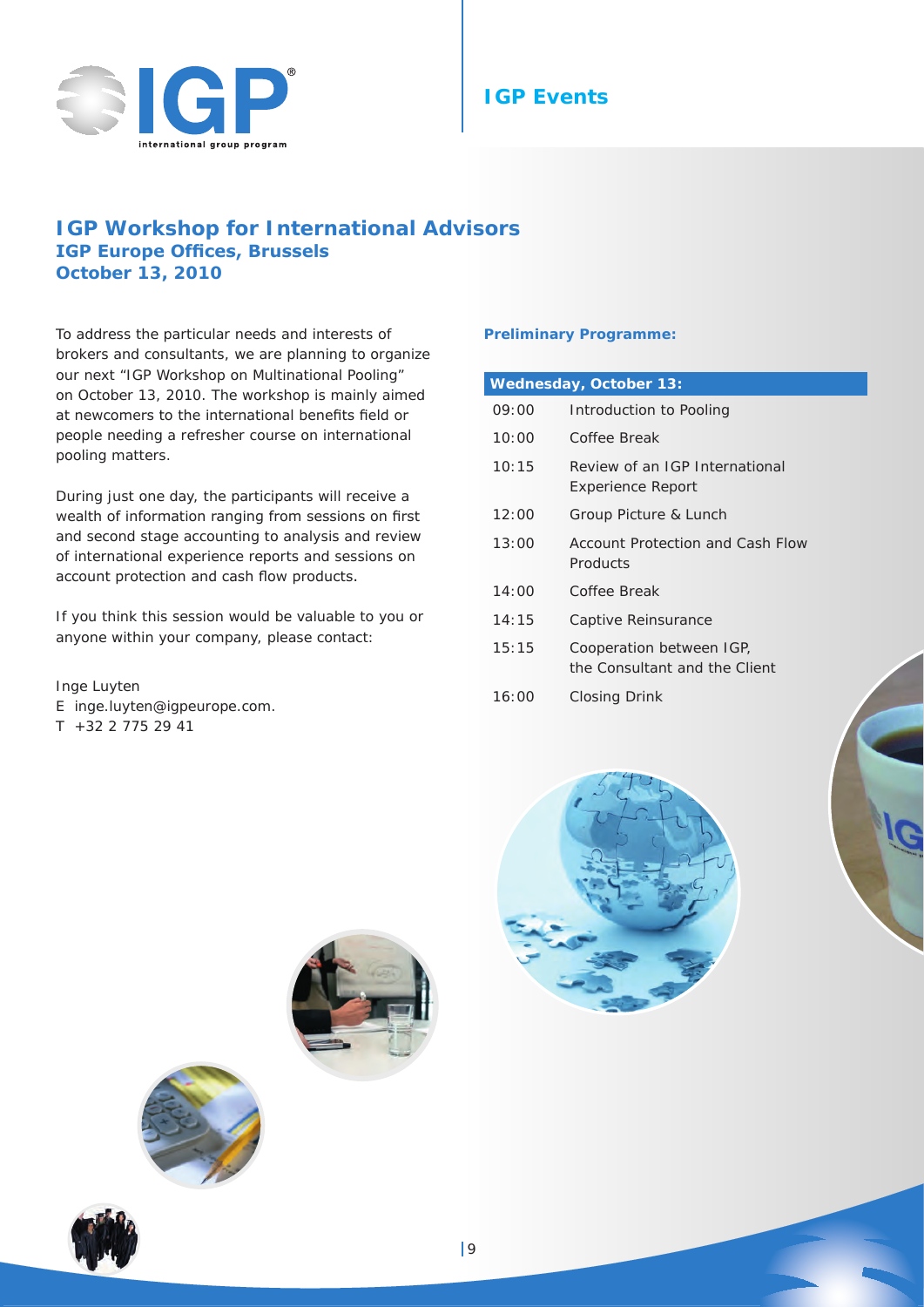# IGP Events

## IGP Workshop for International Advisors
### IGP Europe Offices, Brussels
### October 13, 2010

To address the particular needs and interests of brokers and consultants, we are planning to organize our next "IGP Workshop on Multinational Pooling" on October 13, 2010. The workshop is mainly aimed at newcomers to the international benefits field or people needing a refresher course on international pooling matters.

During just one day, the participants will receive a wealth of information ranging from sessions on first and second stage accounting to analysis and review of international experience reports and sessions on account protection and cash flow products.

If you think this session would be valuable to you or anyone within your company, please contact:

Inge Luyten
E inge.luyten@igpeurope.com.
T +32 2 775 29 41

**Preliminary Programme:**

| Wednesday, October 13: | |
|---|---|
| 09:00 | Introduction to Pooling |
| 10:00 | Coffee Break |
| 10:15 | Review of an IGP International Experience Report |
| 12:00 | Group Picture & Lunch |
| 13:00 | Account Protection and Cash Flow Products |
| 14:00 | Coffee Break |
| 14:15 | Captive Reinsurance |
| 15:15 | Cooperation between IGP, the Consultant and the Client |
| 16:00 | Closing Drink |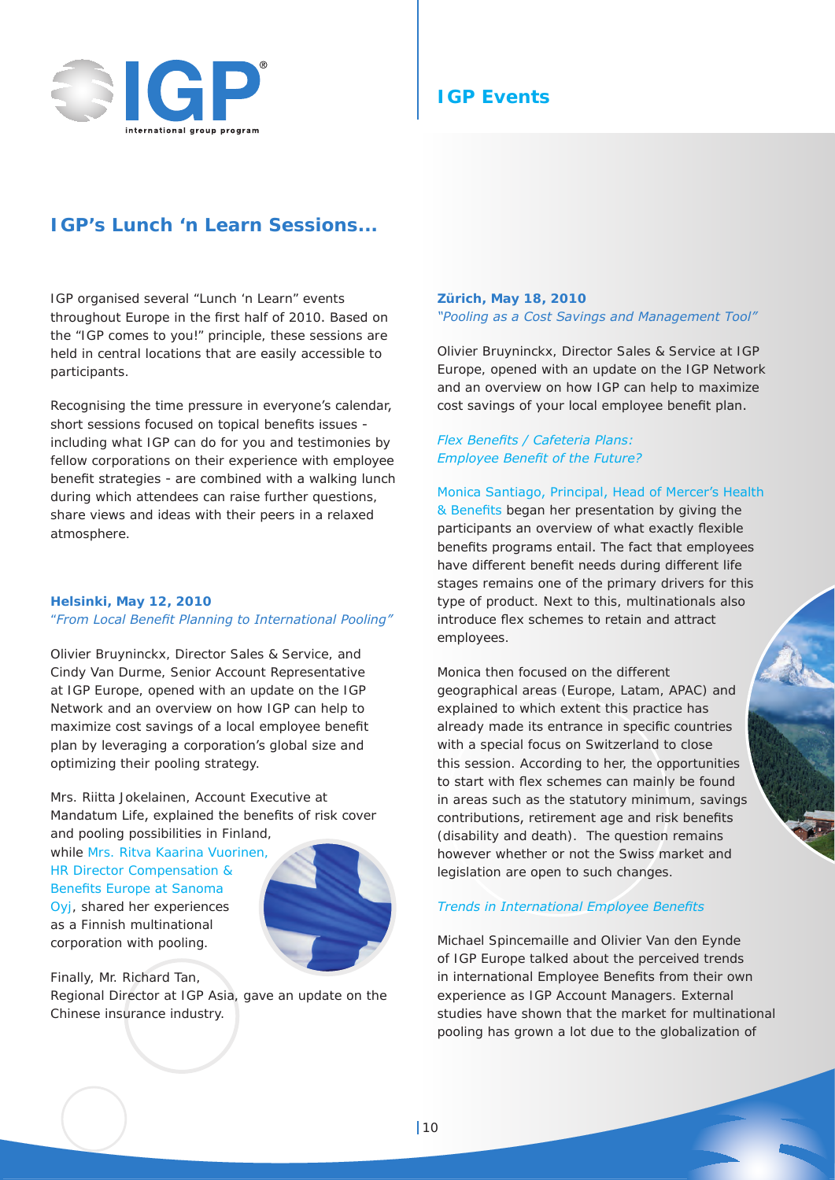## IGP Events

# IGP's Lunch 'n Learn Sessions...

IGP organised several "Lunch 'n Learn" events throughout Europe in the first half of 2010. Based on the "IGP comes to you!" principle, these sessions are held in central locations that are easily accessible to participants.

Recognising the time pressure in everyone's calendar, short sessions focused on topical benefits issues - including what IGP can do for you and testimonies by fellow corporations on their experience with employee benefit strategies - are combined with a walking lunch during which attendees can raise further questions, share views and ideas with their peers in a relaxed atmosphere.

**Helsinki, May 12, 2010**
*"From Local Benefit Planning to International Pooling"*

Olivier Bruyninckx, Director Sales & Service, and Cindy Van Durme, Senior Account Representative at IGP Europe, opened with an update on the IGP Network and an overview on how IGP can help to maximize cost savings of a local employee benefit plan by leveraging a corporation's global size and optimizing their pooling strategy.

Mrs. Riitta Jokelainen, Account Executive at Mandatum Life, explained the benefits of risk cover and pooling possibilities in Finland, while Mrs. Ritva Kaarina Vuorinen, HR Director Compensation & Benefits Europe at Sanoma Oyj, shared her experiences as a Finnish multinational corporation with pooling.

Finally, Mr. Richard Tan, Regional Director at IGP Asia, gave an update on the Chinese insurance industry.

**Zürich, May 18, 2010**
*"Pooling as a Cost Savings and Management Tool"*

Olivier Bruyninckx, Director Sales & Service at IGP Europe, opened with an update on the IGP Network and an overview on how IGP can help to maximize cost savings of your local employee benefit plan.

*Flex Benefits / Cafeteria Plans: Employee Benefit of the Future?*

Monica Santiago, Principal, Head of Mercer's Health & Benefits began her presentation by giving the participants an overview of what exactly flexible benefits programs entail. The fact that employees have different benefit needs during different life stages remains one of the primary drivers for this type of product. Next to this, multinationals also introduce flex schemes to retain and attract employees.

Monica then focused on the different geographical areas (Europe, Latam, APAC) and explained to which extent this practice has already made its entrance in specific countries with a special focus on Switzerland to close this session. According to her, the opportunities to start with flex schemes can mainly be found in areas such as the statutory minimum, savings contributions, retirement age and risk benefits (disability and death). The question remains however whether or not the Swiss market and legislation are open to such changes.

*Trends in International Employee Benefits*

Michael Spincemaille and Olivier Van den Eynde of IGP Europe talked about the perceived trends in international Employee Benefits from their own experience as IGP Account Managers. External studies have shown that the market for multinational pooling has grown a lot due to the globalization of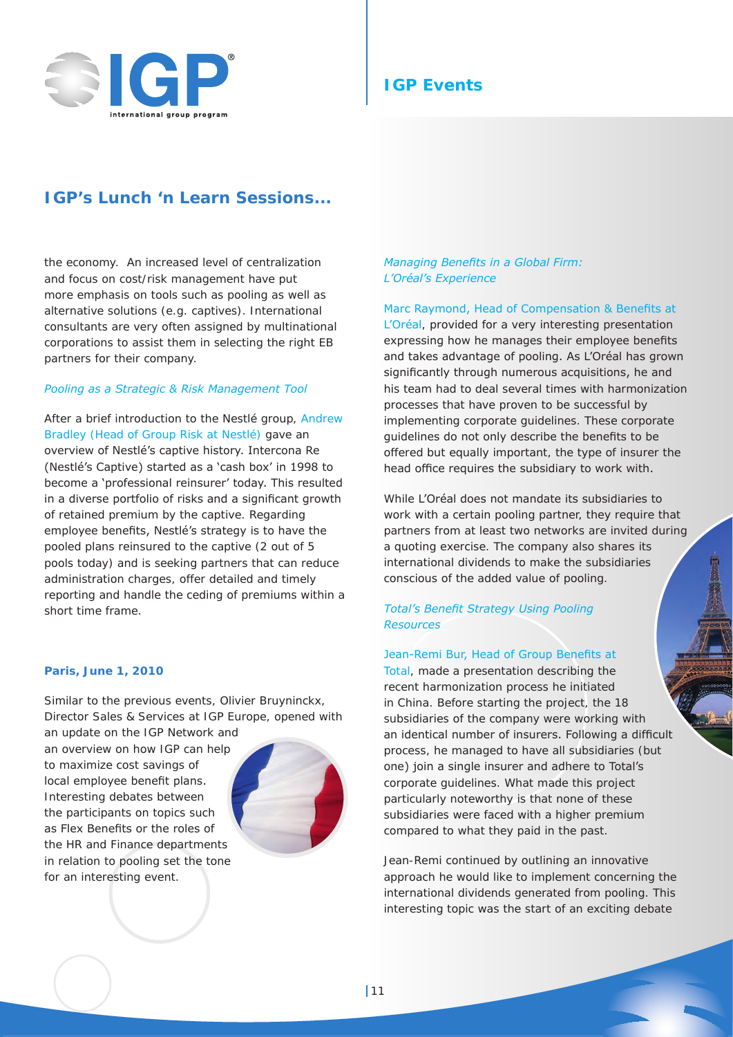## IGP's Lunch 'n Learn Sessions...

the economy. An increased level of centralization and focus on cost/risk management have put more emphasis on tools such as pooling as well as alternative solutions (e.g. captives). International consultants are very often assigned by multinational corporations to assist them in selecting the right EB partners for their company.

*Pooling as a Strategic & Risk Management Tool*

After a brief introduction to the Nestlé group, Andrew Bradley (Head of Group Risk at Nestlé) gave an overview of Nestlé's captive history. Intercona Re (Nestlé's Captive) started as a 'cash box' in 1998 to become a 'professional reinsurer' today. This resulted in a diverse portfolio of risks and a significant growth of retained premium by the captive. Regarding employee benefits, Nestlé's strategy is to have the pooled plans reinsured to the captive (2 out of 5 pools today) and is seeking partners that can reduce administration charges, offer detailed and timely reporting and handle the ceding of premiums within a short time frame.

### Paris, June 1, 2010

Similar to the previous events, Olivier Bruyninckx, Director Sales & Services at IGP Europe, opened with an update on the IGP Network and an overview on how IGP can help to maximize cost savings of local employee benefit plans. Interesting debates between the participants on topics such as Flex Benefits or the roles of the HR and Finance departments in relation to pooling set the tone for an interesting event.

*Managing Benefits in a Global Firm: L'Oréal's Experience*

Marc Raymond, Head of Compensation & Benefits at L'Oréal, provided for a very interesting presentation expressing how he manages their employee benefits and takes advantage of pooling. As L'Oréal has grown significantly through numerous acquisitions, he and his team had to deal several times with harmonization processes that have proven to be successful by implementing corporate guidelines. These corporate guidelines do not only describe the benefits to be offered but equally important, the type of insurer the head office requires the subsidiary to work with.

While L'Oréal does not mandate its subsidiaries to work with a certain pooling partner, they require that partners from at least two networks are invited during a quoting exercise. The company also shares its international dividends to make the subsidiaries conscious of the added value of pooling.

*Total's Benefit Strategy Using Pooling Resources*

Jean-Remi Bur, Head of Group Benefits at Total, made a presentation describing the recent harmonization process he initiated in China. Before starting the project, the 18 subsidiaries of the company were working with an identical number of insurers. Following a difficult process, he managed to have all subsidiaries (but one) join a single insurer and adhere to Total's corporate guidelines. What made this project particularly noteworthy is that none of these subsidiaries were faced with a higher premium compared to what they paid in the past.

Jean-Remi continued by outlining an innovative approach he would like to implement concerning the international dividends generated from pooling. This interesting topic was the start of an exciting debate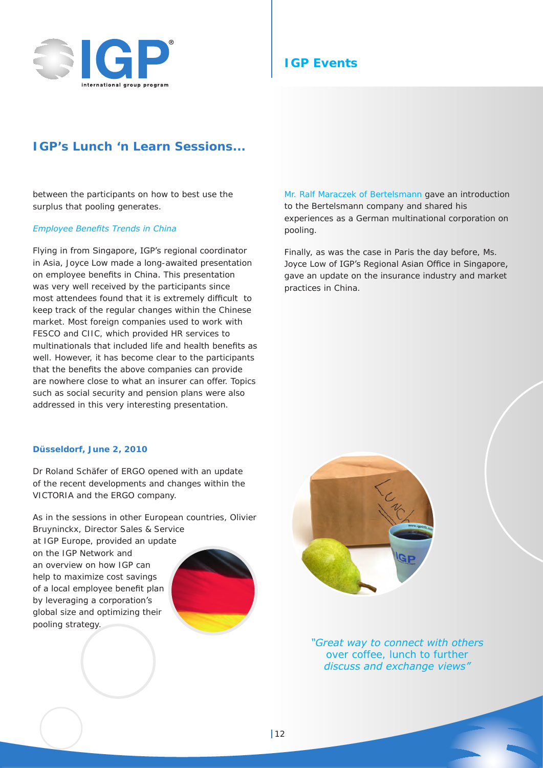## IGP's Lunch 'n Learn Sessions...

between the participants on how to best use the surplus that pooling generates.

*Employee Benefits Trends in China*

Flying in from Singapore, IGP's regional coordinator in Asia, Joyce Low made a long-awaited presentation on employee benefits in China. This presentation was very well received by the participants since most attendees found that it is extremely difficult to keep track of the regular changes within the Chinese market. Most foreign companies used to work with FESCO and CIIC, which provided HR services to multinationals that included life and health benefits as well. However, it has become clear to the participants that the benefits the above companies can provide are nowhere close to what an insurer can offer. Topics such as social security and pension plans were also addressed in this very interesting presentation.

**Düsseldorf, June 2, 2010**

Dr Roland Schäfer of ERGO opened with an update of the recent developments and changes within the VICTORIA and the ERGO company.

As in the sessions in other European countries, Olivier Bruyninckx, Director Sales & Service at IGP Europe, provided an update on the IGP Network and an overview on how IGP can help to maximize cost savings of a local employee benefit plan by leveraging a corporation's global size and optimizing their pooling strategy.

Mr. Ralf Maraczek of Bertelsmann gave an introduction to the Bertelsmann company and shared his experiences as a German multinational corporation on pooling.

Finally, as was the case in Paris the day before, Ms. Joyce Low of IGP's Regional Asian Office in Singapore, gave an update on the insurance industry and market practices in China.

*"Great way to connect with others over coffee, lunch to further discuss and exchange views"*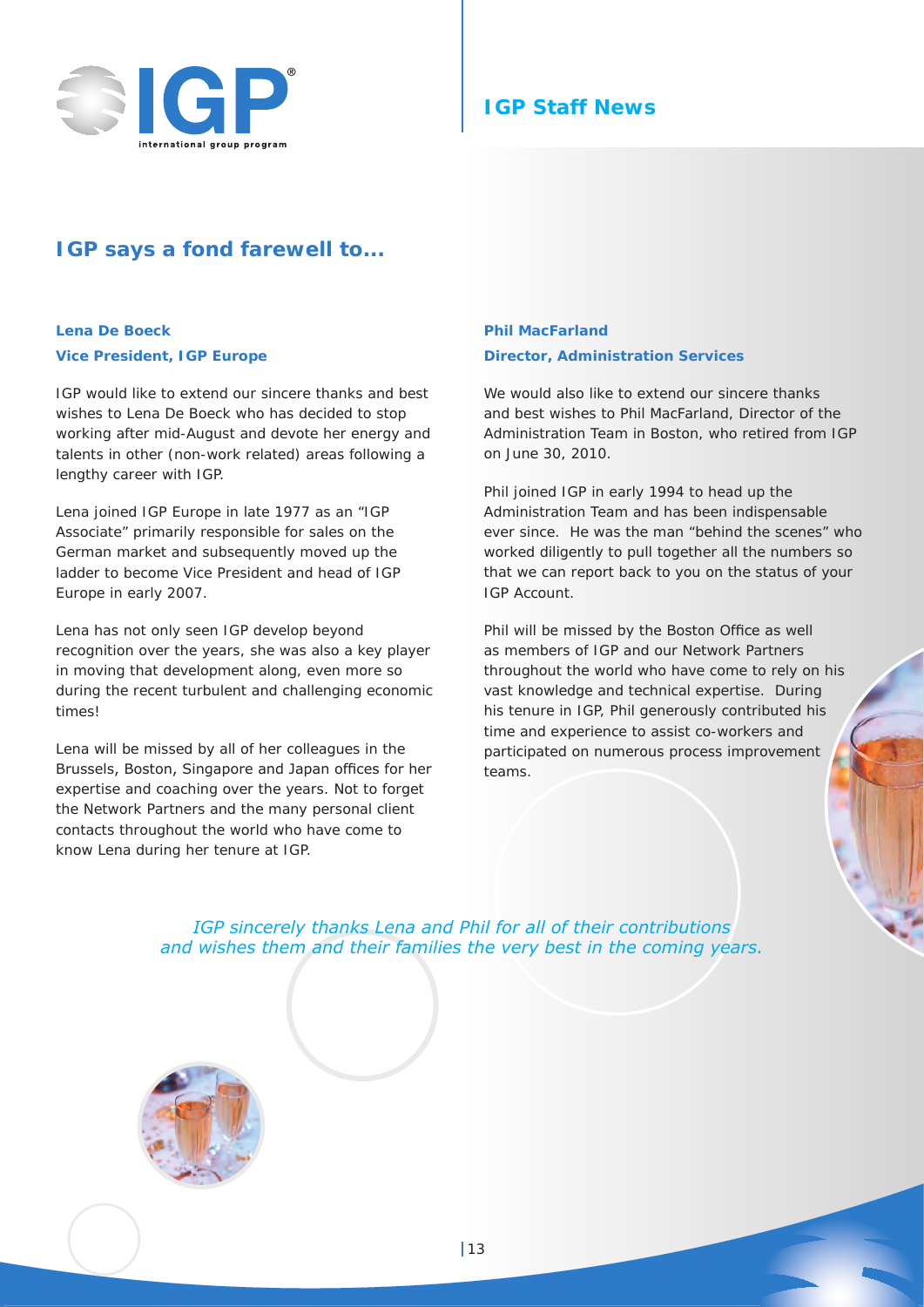# IGP Staff News

## IGP says a fond farewell to...

### Lena De Boeck
**Vice President, IGP Europe**

IGP would like to extend our sincere thanks and best wishes to Lena De Boeck who has decided to stop working after mid-August and devote her energy and talents in other (non-work related) areas following a lengthy career with IGP.

Lena joined IGP Europe in late 1977 as an "IGP Associate" primarily responsible for sales on the German market and subsequently moved up the ladder to become Vice President and head of IGP Europe in early 2007.

Lena has not only seen IGP develop beyond recognition over the years, she was also a key player in moving that development along, even more so during the recent turbulent and challenging economic times!

Lena will be missed by all of her colleagues in the Brussels, Boston, Singapore and Japan offices for her expertise and coaching over the years. Not to forget the Network Partners and the many personal client contacts throughout the world who have come to know Lena during her tenure at IGP.

### Phil MacFarland
**Director, Administration Services**

We would also like to extend our sincere thanks and best wishes to Phil MacFarland, Director of the Administration Team in Boston, who retired from IGP on June 30, 2010.

Phil joined IGP in early 1994 to head up the Administration Team and has been indispensable ever since. He was the man "behind the scenes" who worked diligently to pull together all the numbers so that we can report back to you on the status of your IGP Account.

Phil will be missed by the Boston Office as well as members of IGP and our Network Partners throughout the world who have come to rely on his vast knowledge and technical expertise. During his tenure in IGP, Phil generously contributed his time and experience to assist co-workers and participated on numerous process improvement teams.

*IGP sincerely thanks Lena and Phil for all of their contributions and wishes them and their families the very best in the coming years.*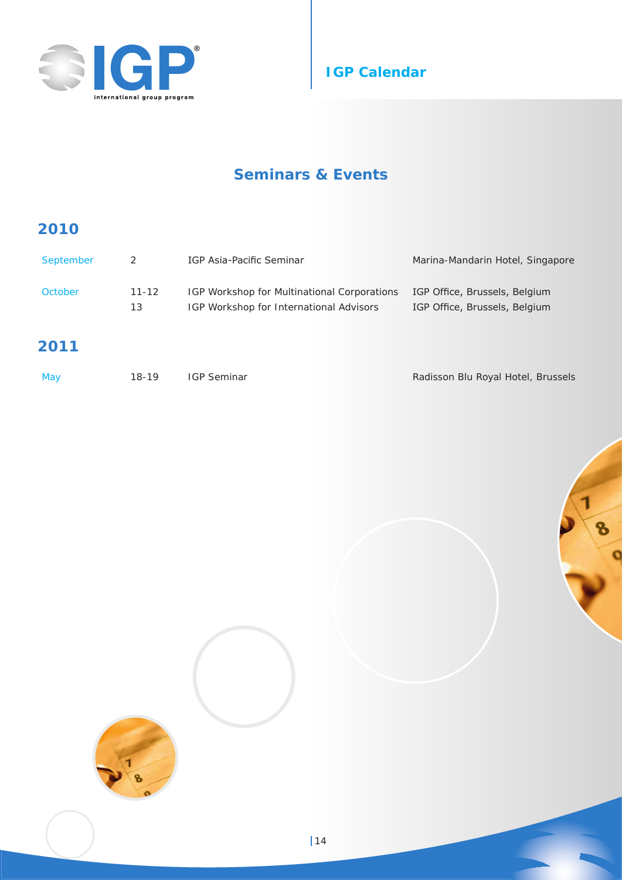# IGP Calendar

## Seminars & Events

### 2010

| | | | |
|---|---|---|---|
| September | 2 | IGP Asia-Pacific Seminar | Marina-Mandarin Hotel, Singapore |
| October | 11-12 | IGP Workshop for Multinational Corporations | IGP Office, Brussels, Belgium |
| | 13 | IGP Workshop for International Advisors | IGP Office, Brussels, Belgium |

### 2011

| | | | |
|---|---|---|---|
| May | 18-19 | IGP Seminar | Radisson Blu Royal Hotel, Brussels |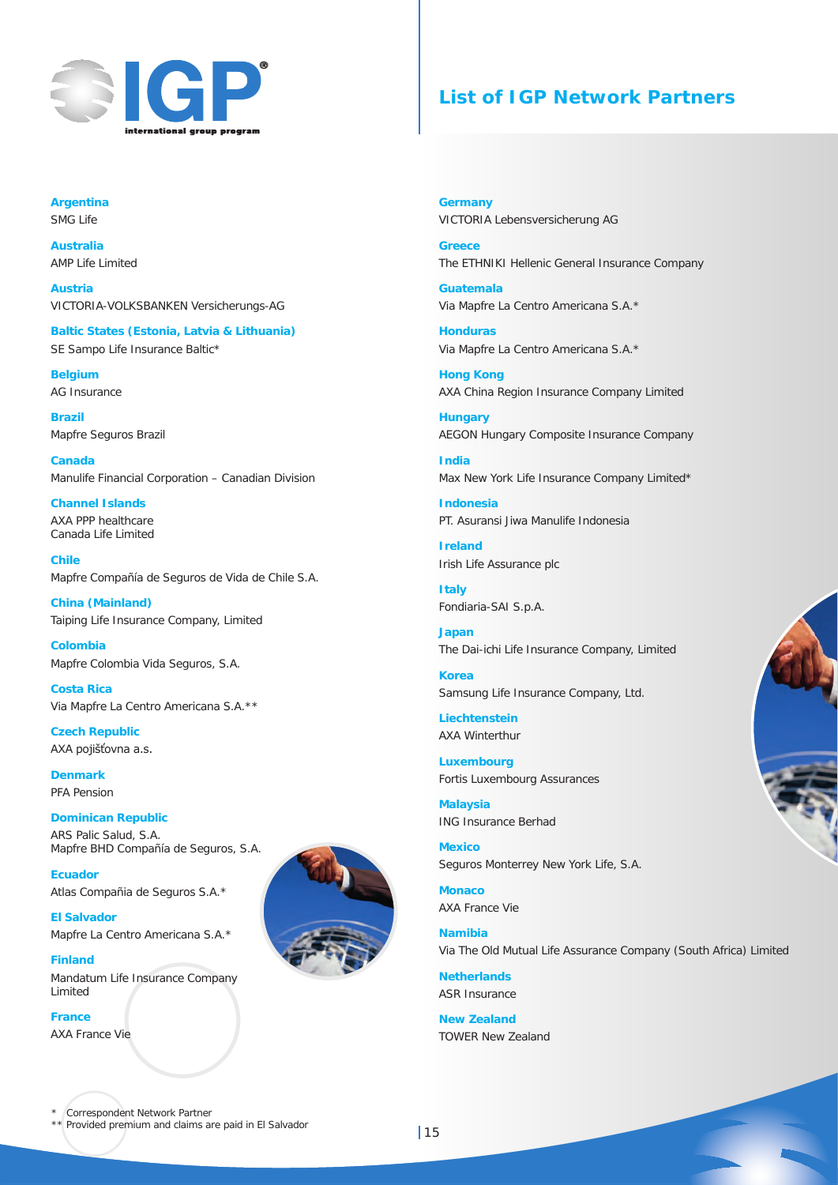# List of IGP Network Partners

**Argentina**
SMG Life

**Australia**
AMP Life Limited

**Austria**
VICTORIA-VOLKSBANKEN Versicherungs-AG

**Baltic States (Estonia, Latvia & Lithuania)**
SE Sampo Life Insurance Baltic*

**Belgium**
AG Insurance

**Brazil**
Mapfre Seguros Brazil

**Canada**
Manulife Financial Corporation – Canadian Division

**Channel Islands**
AXA PPP healthcare
Canada Life Limited

**Chile**
Mapfre Compañía de Seguros de Vida de Chile S.A.

**China (Mainland)**
Taiping Life Insurance Company, Limited

**Colombia**
Mapfre Colombia Vida Seguros, S.A.

**Costa Rica**
Via Mapfre La Centro Americana S.A.**

**Czech Republic**
AXA pojišťovna a.s.

**Denmark**
PFA Pension

**Dominican Republic**
ARS Palic Salud, S.A.
Mapfre BHD Compañía de Seguros, S.A.

**Ecuador**
Atlas Compañia de Seguros S.A.*

**El Salvador**
Mapfre La Centro Americana S.A.*

**Finland**
Mandatum Life Insurance Company Limited

**France**
AXA France Vie

**Germany**
VICTORIA Lebensversicherung AG

**Greece**
The ETHNIKI Hellenic General Insurance Company

**Guatemala**
Via Mapfre La Centro Americana S.A.*

**Honduras**
Via Mapfre La Centro Americana S.A.*

**Hong Kong**
AXA China Region Insurance Company Limited

**Hungary**
AEGON Hungary Composite Insurance Company

**India**
Max New York Life Insurance Company Limited*

**Indonesia**
PT. Asuransi Jiwa Manulife Indonesia

**Ireland**
Irish Life Assurance plc

**Italy**
Fondiaria-SAI S.p.A.

**Japan**
The Dai-ichi Life Insurance Company, Limited

**Korea**
Samsung Life Insurance Company, Ltd.

**Liechtenstein**
AXA Winterthur

**Luxembourg**
Fortis Luxembourg Assurances

**Malaysia**
ING Insurance Berhad

**Mexico**
Seguros Monterrey New York Life, S.A.

**Monaco**
AXA France Vie

**Namibia**
Via The Old Mutual Life Assurance Company (South Africa) Limited

**Netherlands**
ASR Insurance

**New Zealand**
TOWER New Zealand

\* Correspondent Network Partner
\** Provided premium and claims are paid in El Salvador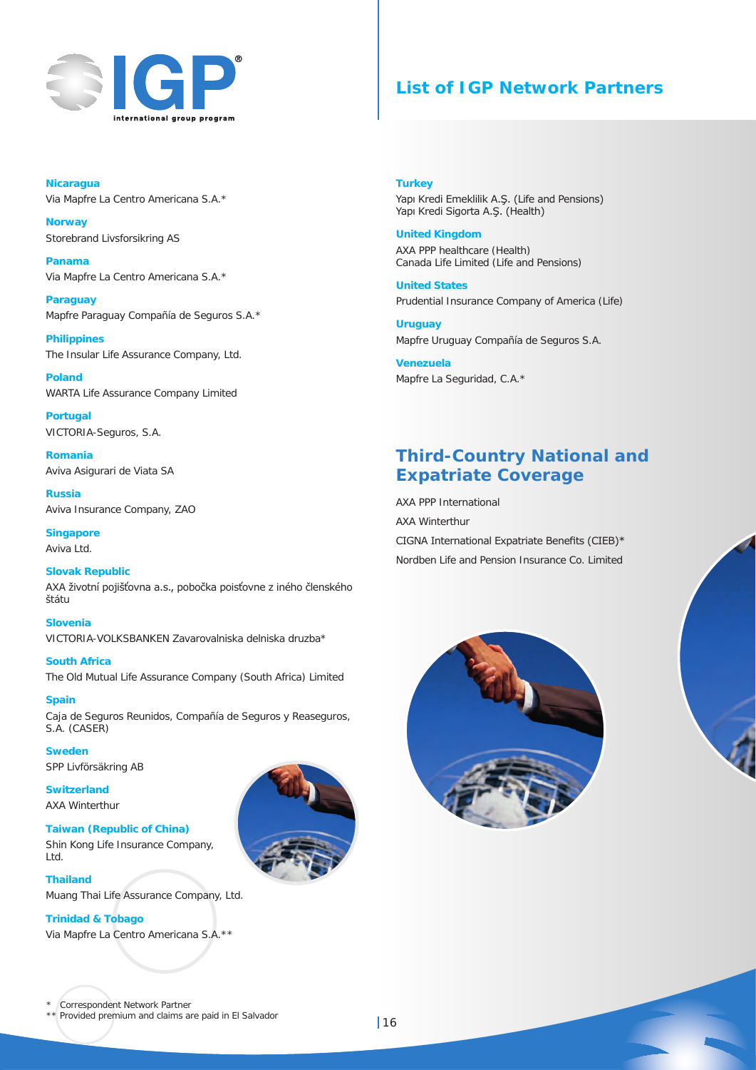# List of IGP Network Partners

**Nicaragua**
Via Mapfre La Centro Americana S.A.*

**Norway**
Storebrand Livsforsikring AS

**Panama**
Via Mapfre La Centro Americana S.A.*

**Paraguay**
Mapfre Paraguay Compañía de Seguros S.A.*

**Philippines**
The Insular Life Assurance Company, Ltd.

**Poland**
WARTA Life Assurance Company Limited

**Portugal**
VICTORIA-Seguros, S.A.

**Romania**
Aviva Asigurari de Viata SA

**Russia**
Aviva Insurance Company, ZAO

**Singapore**
Aviva Ltd.

**Slovak Republic**
AXA životní pojišťovna a.s., pobočka poisťovne z iného členského štátu

**Slovenia**
VICTORIA-VOLKSBANKEN Zavarovalniska delniska druzba*

**South Africa**
The Old Mutual Life Assurance Company (South Africa) Limited

**Spain**
Caja de Seguros Reunidos, Compañía de Seguros y Reaseguros, S.A. (CASER)

**Sweden**
SPP Livförsäkring AB

**Switzerland**
AXA Winterthur

**Taiwan (Republic of China)**
Shin Kong Life Insurance Company, Ltd.

**Thailand**
Muang Thai Life Assurance Company, Ltd.

**Trinidad & Tobago**
Via Mapfre La Centro Americana S.A.**

**Turkey**
Yapı Kredi Emeklilik A.Ş. (Life and Pensions)
Yapı Kredi Sigorta A.Ş. (Health)

**United Kingdom**
AXA PPP healthcare (Health)
Canada Life Limited (Life and Pensions)

**United States**
Prudential Insurance Company of America (Life)

**Uruguay**
Mapfre Uruguay Compañía de Seguros S.A.

**Venezuela**
Mapfre La Seguridad, C.A.*

## Third-Country National and Expatriate Coverage

AXA PPP International

AXA Winterthur

CIGNA International Expatriate Benefits (CIEB)*

Nordben Life and Pension Insurance Co. Limited

\* Correspondent Network Partner
\** Provided premium and claims are paid in El Salvador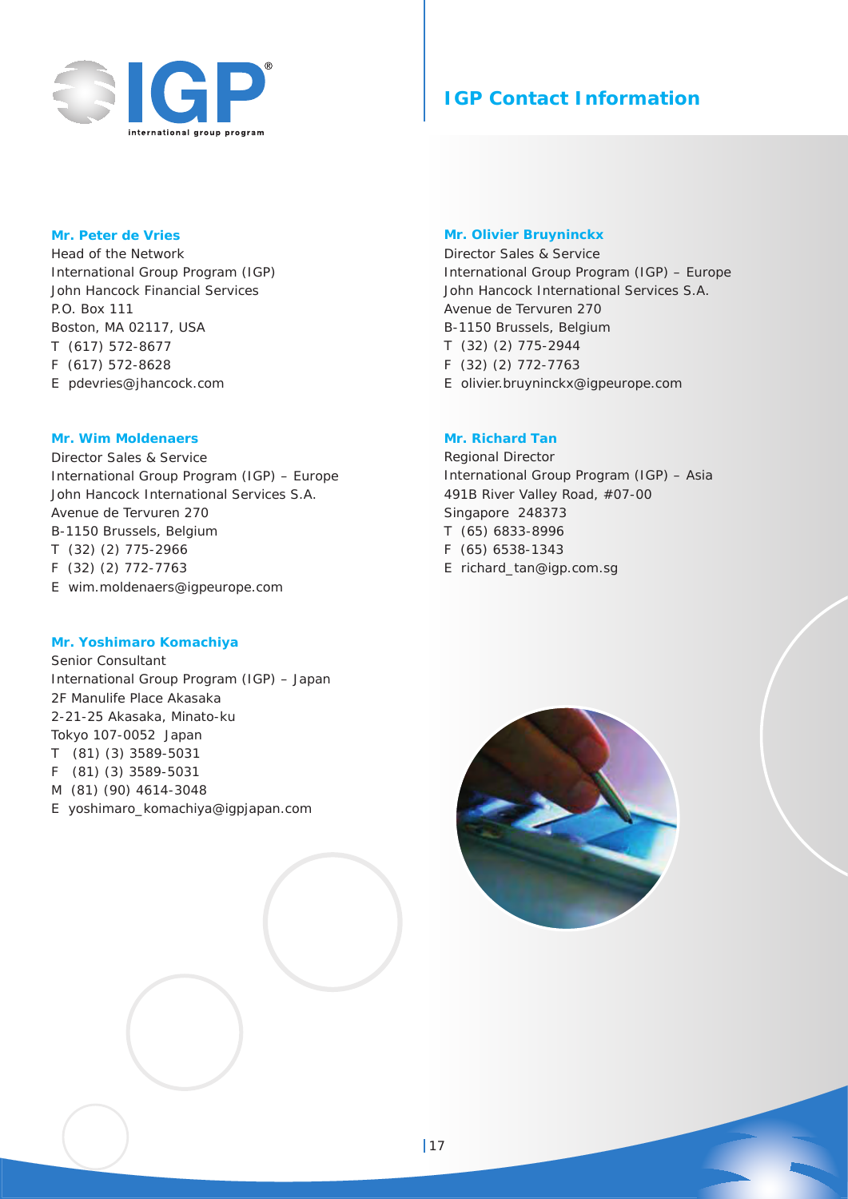# IGP Contact Information

**Mr. Peter de Vries**
Head of the Network
International Group Program (IGP)
John Hancock Financial Services
P.O. Box 111
Boston, MA 02117, USA
T (617) 572-8677
F (617) 572-8628
E pdevries@jhancock.com

**Mr. Wim Moldenaers**
Director Sales & Service
International Group Program (IGP) – Europe
John Hancock International Services S.A.
Avenue de Tervuren 270
B-1150 Brussels, Belgium
T (32) (2) 775-2966
F (32) (2) 772-7763
E wim.moldenaers@igpeurope.com

**Mr. Yoshimaro Komachiya**
Senior Consultant
International Group Program (IGP) – Japan
2F Manulife Place Akasaka
2-21-25 Akasaka, Minato-ku
Tokyo 107-0052 Japan
T (81) (3) 3589-5031
F (81) (3) 3589-5031
M (81) (90) 4614-3048
E yoshimaro_komachiya@igpjapan.com

**Mr. Olivier Bruyninckx**
Director Sales & Service
International Group Program (IGP) – Europe
John Hancock International Services S.A.
Avenue de Tervuren 270
B-1150 Brussels, Belgium
T (32) (2) 775-2944
F (32) (2) 772-7763
E olivier.bruyninckx@igpeurope.com

**Mr. Richard Tan**
Regional Director
International Group Program (IGP) – Asia
491B River Valley Road, #07-00
Singapore 248373
T (65) 6833-8996
F (65) 6538-1343
E richard_tan@igp.com.sg